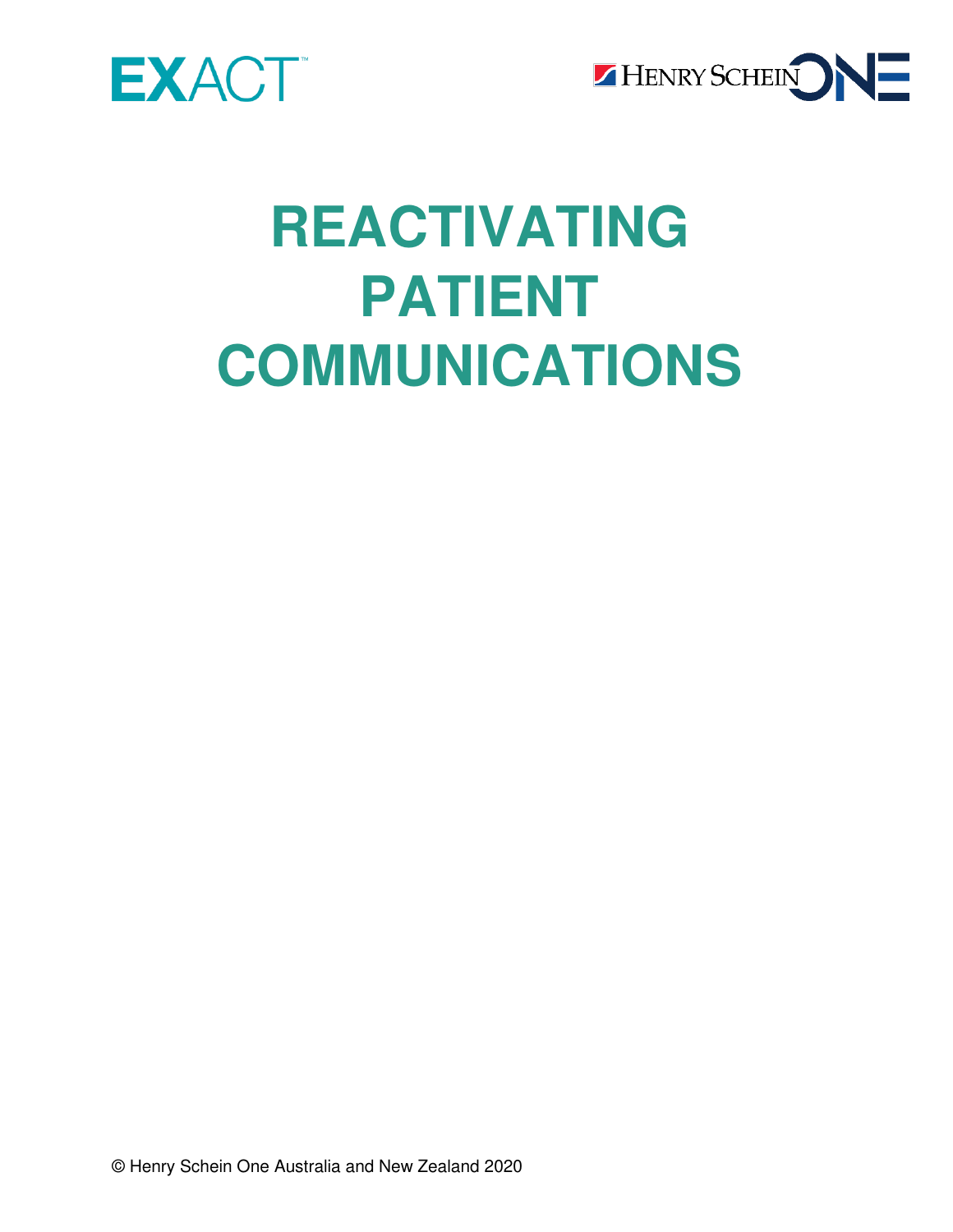EXACT™

HENRY SCHEIN ONE

# REACTIVATING PATIENT COMMUNICATIONS

© Henry Schein One Australia and New Zealand 2020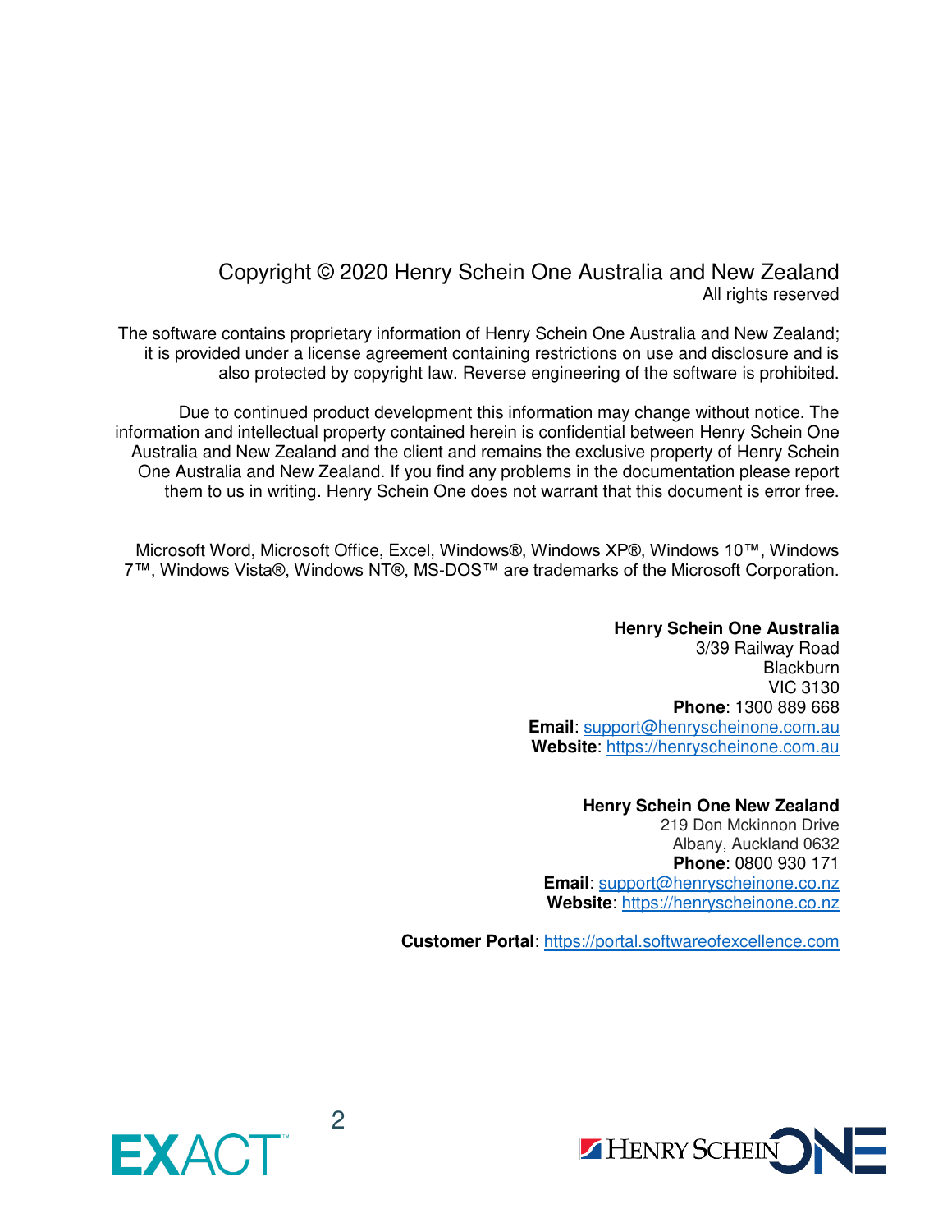Copyright © 2020 Henry Schein One Australia and New Zealand
All rights reserved

The software contains proprietary information of Henry Schein One Australia and New Zealand; it is provided under a license agreement containing restrictions on use and disclosure and is also protected by copyright law. Reverse engineering of the software is prohibited.

Due to continued product development this information may change without notice. The information and intellectual property contained herein is confidential between Henry Schein One Australia and New Zealand and the client and remains the exclusive property of Henry Schein One Australia and New Zealand. If you find any problems in the documentation please report them to us in writing. Henry Schein One does not warrant that this document is error free.

Microsoft Word, Microsoft Office, Excel, Windows®, Windows XP®, Windows 10™, Windows 7™, Windows Vista®, Windows NT®, MS-DOS™ are trademarks of the Microsoft Corporation.

**Henry Schein One Australia**
3/39 Railway Road
Blackburn
VIC 3130
**Phone**: 1300 889 668
**Email**: support@henryscheinone.com.au
**Website**: https://henryscheinone.com.au

**Henry Schein One New Zealand**
219 Don Mckinnon Drive
Albany, Auckland 0632
**Phone**: 0800 930 171
**Email**: support@henryscheinone.co.nz
**Website**: https://henryscheinone.co.nz

**Customer Portal**: https://portal.softwareofexcellence.com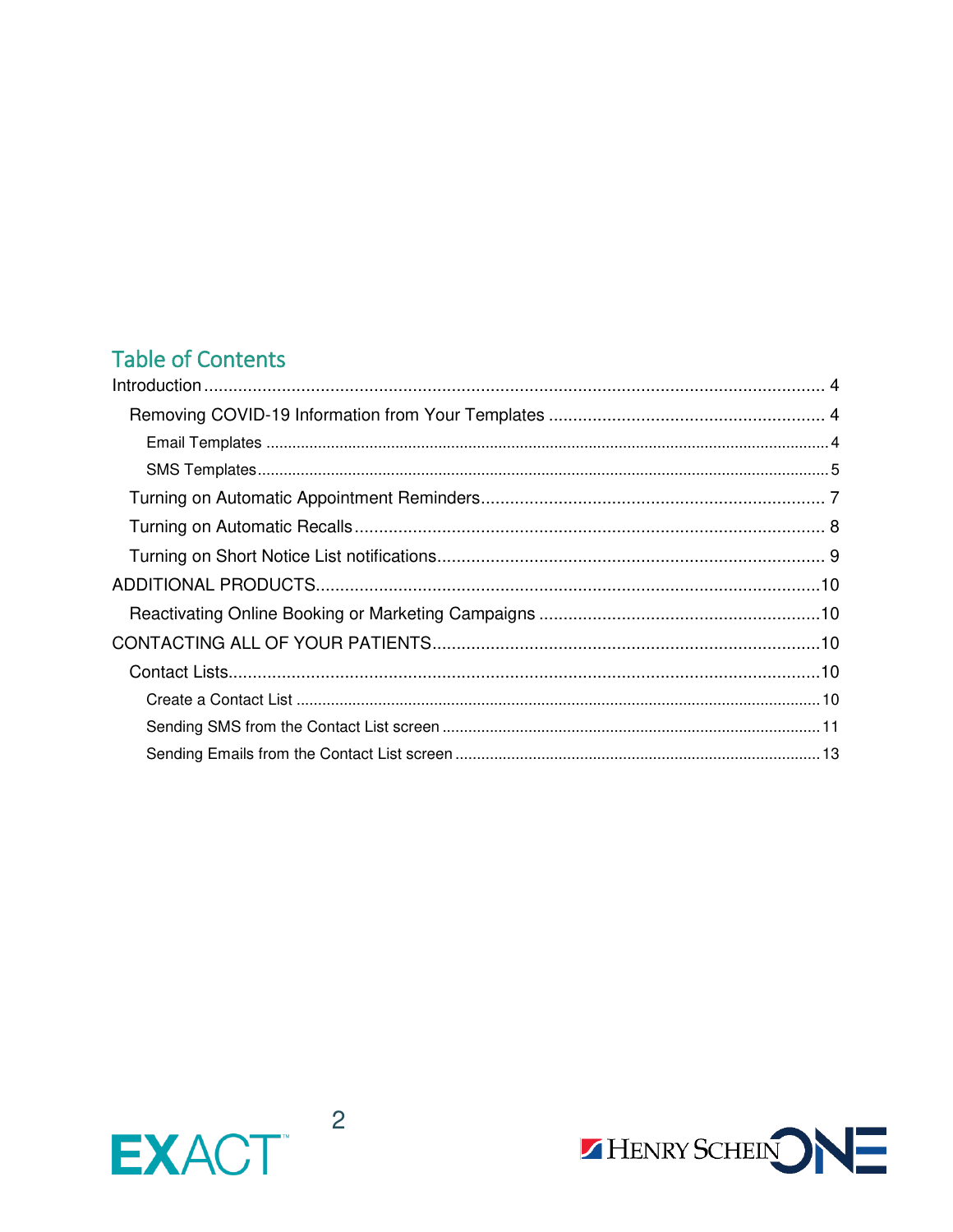# Table of Contents

- Introduction ........ 4
  - Removing COVID-19 Information from Your Templates ........ 4
    - Email Templates ........ 4
    - SMS Templates ........ 5
  - Turning on Automatic Appointment Reminders ........ 7
  - Turning on Automatic Recalls ........ 8
  - Turning on Short Notice List notifications ........ 9
- ADDITIONAL PRODUCTS ........ 10
  - Reactivating Online Booking or Marketing Campaigns ........ 10
- CONTACTING ALL OF YOUR PATIENTS ........ 10
  - Contact Lists ........ 10
    - Create a Contact List ........ 10
    - Sending SMS from the Contact List screen ........ 11
    - Sending Emails from the Contact List screen ........ 13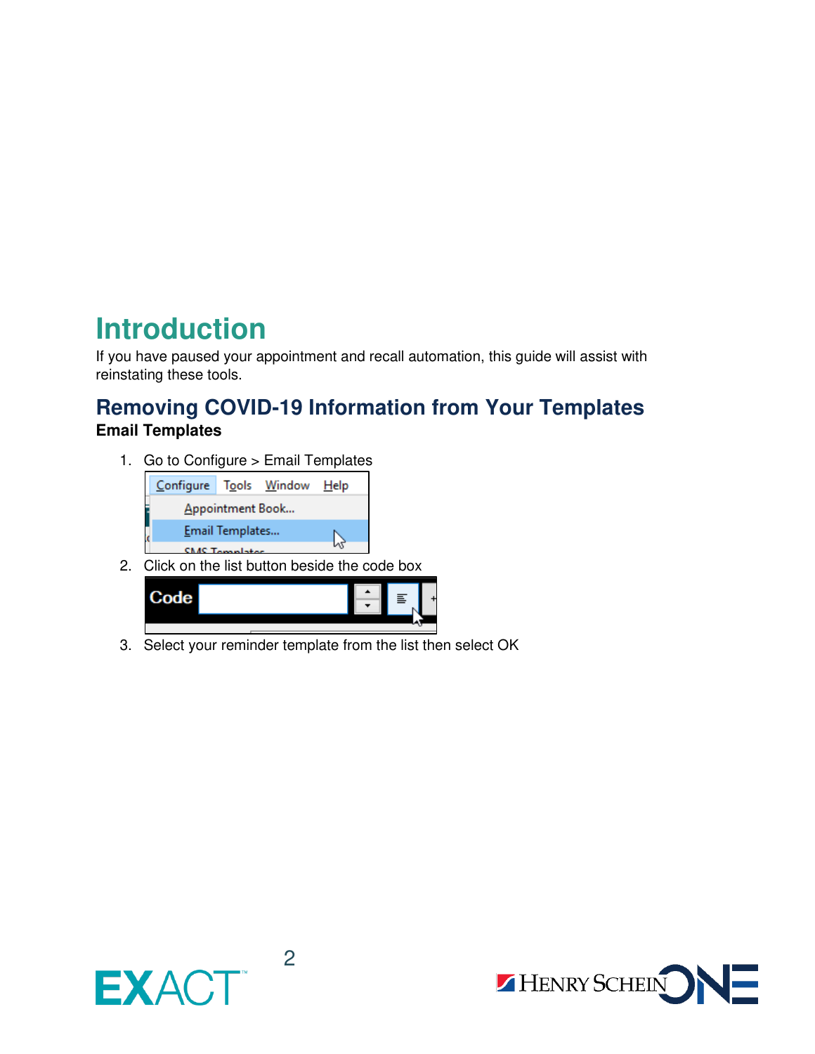# Introduction

If you have paused your appointment and recall automation, this guide will assist with reinstating these tools.

## Removing COVID-19 Information from Your Templates

**Email Templates**

1. Go to Configure > Email Templates
2. Click on the list button beside the code box
3. Select your reminder template from the list then select OK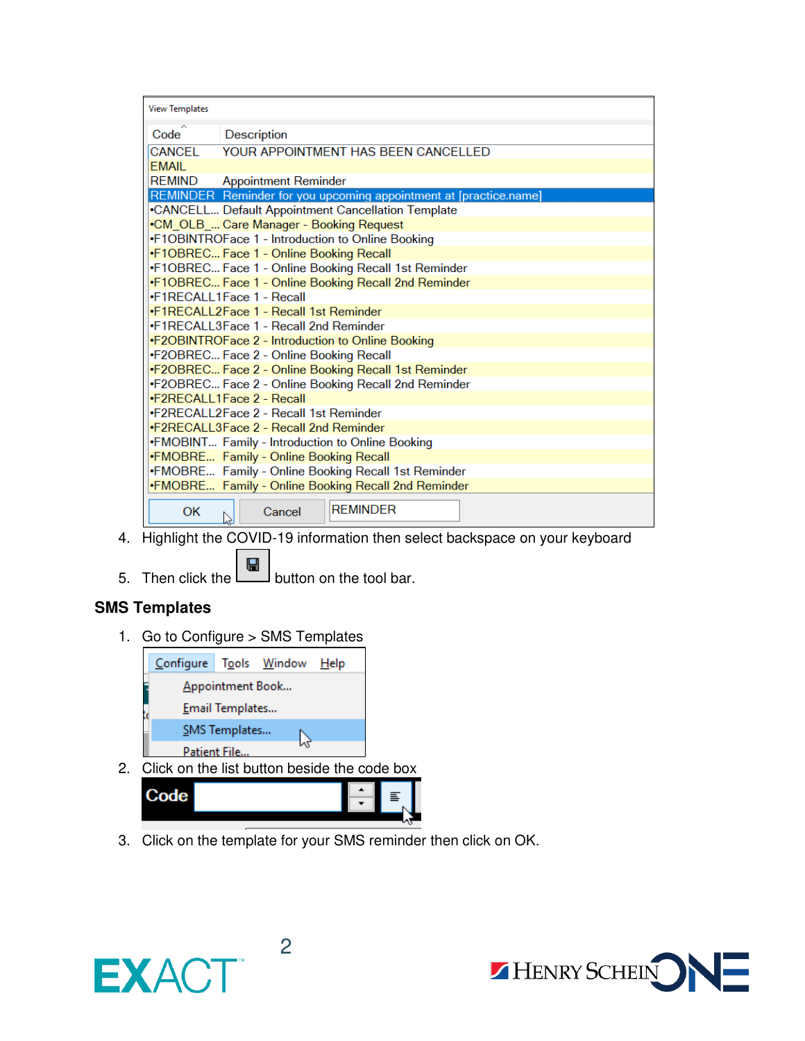| Code | Description |
| --- | --- |
| CANCEL | YOUR APPOINTMENT HAS BEEN CANCELLED |
| EMAIL | |
| REMIND | Appointment Reminder |
| REMINDER | Reminder for you upcoming appointment at [practice.name] |
| •CANCELL... | Default Appointment Cancellation Template |
| •CM_OLB_... | Care Manager - Booking Request |
| •F1OBINTRO | Face 1 - Introduction to Online Booking |
| •F1OBREC... | Face 1 - Online Booking Recall |
| •F1OBREC... | Face 1 - Online Booking Recall 1st Reminder |
| •F1OBREC... | Face 1 - Online Booking Recall 2nd Reminder |
| •F1RECALL1 | Face 1 - Recall |
| •F1RECALL2 | Face 1 - Recall 1st Reminder |
| •F1RECALL3 | Face 1 - Recall 2nd Reminder |
| •F2OBINTRO | Face 2 - Introduction to Online Booking |
| •F2OBREC... | Face 2 - Online Booking Recall |
| •F2OBREC... | Face 2 - Online Booking Recall 1st Reminder |
| •F2OBREC... | Face 2 - Online Booking Recall 2nd Reminder |
| •F2RECALL1 | Face 2 - Recall |
| •F2RECALL2 | Face 2 - Recall 1st Reminder |
| •F2RECALL3 | Face 2 - Recall 2nd Reminder |
| •FMOBINT... | Family - Introduction to Online Booking |
| •FMOBRE... | Family - Online Booking Recall |
| •FMOBRE... | Family - Online Booking Recall 1st Reminder |
| •FMOBRE... | Family - Online Booking Recall 2nd Reminder |

4. Highlight the COVID-19 information then select backspace on your keyboard
5. Then click the button on the tool bar.

## SMS Templates

1. Go to Configure > SMS Templates
2. Click on the list button beside the code box
3. Click on the template for your SMS reminder then click on OK.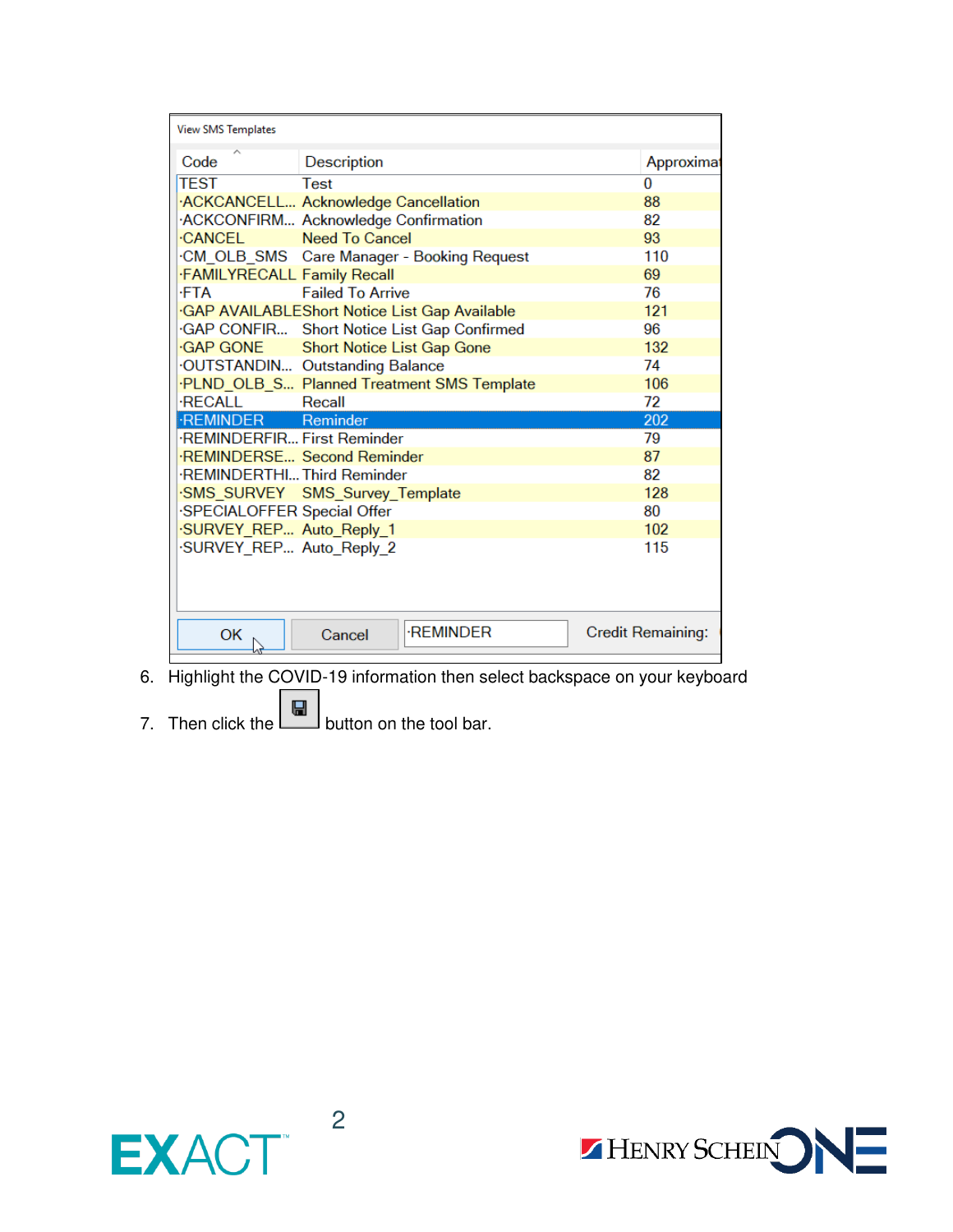View SMS Templates

| Code | Description | Approximat |
|---|---|---|
| TEST | Test | 0 |
| ·ACKCANCELL... | Acknowledge Cancellation | 88 |
| ·ACKCONFIRM... | Acknowledge Confirmation | 82 |
| ·CANCEL | Need To Cancel | 93 |
| ·CM_OLB_SMS | Care Manager - Booking Request | 110 |
| ·FAMILYRECALL | Family Recall | 69 |
| ·FTA | Failed To Arrive | 76 |
| ·GAP AVAILABLE | Short Notice List Gap Available | 121 |
| ·GAP CONFIR... | Short Notice List Gap Confirmed | 96 |
| ·GAP GONE | Short Notice List Gap Gone | 132 |
| ·OUTSTANDIN... | Outstanding Balance | 74 |
| ·PLND_OLB_S... | Planned Treatment SMS Template | 106 |
| ·RECALL | Recall | 72 |
| ·REMINDER | Reminder | 202 |
| ·REMINDERFIR... | First Reminder | 79 |
| ·REMINDERSE... | Second Reminder | 87 |
| ·REMINDERTHI... | Third Reminder | 82 |
| ·SMS_SURVEY | SMS_Survey_Template | 128 |
| ·SPECIALOFFER | Special Offer | 80 |
| ·SURVEY_REP... | Auto_Reply_1 | 102 |
| ·SURVEY_REP... | Auto_Reply_2 | 115 |

OK | Cancel | ·REMINDER | Credit Remaining:

6. Highlight the COVID-19 information then select backspace on your keyboard
7. Then click the [save] button on the tool bar.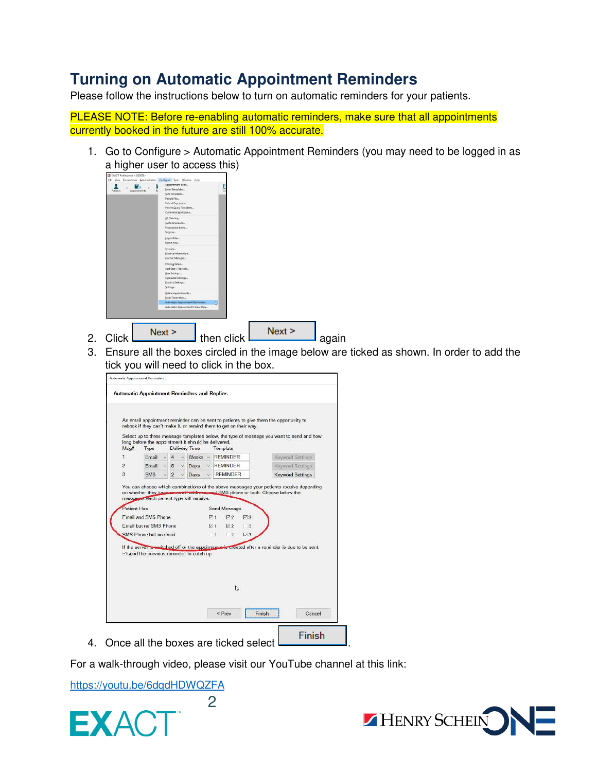# Turning on Automatic Appointment Reminders

Please follow the instructions below to turn on automatic reminders for your patients.

PLEASE NOTE: Before re-enabling automatic reminders, make sure that all appointments currently booked in the future are still 100% accurate.

1. Go to Configure > Automatic Appointment Reminders (you may need to be logged in as a higher user to access this)
2. Click Next > then click Next > again
3. Ensure all the boxes circled in the image below are ticked as shown. In order to add the tick you will need to click in the box.
4. Once all the boxes are ticked select Finish.

For a walk-through video, please visit our YouTube channel at this link:

https://youtu.be/6dqdHDWQZFA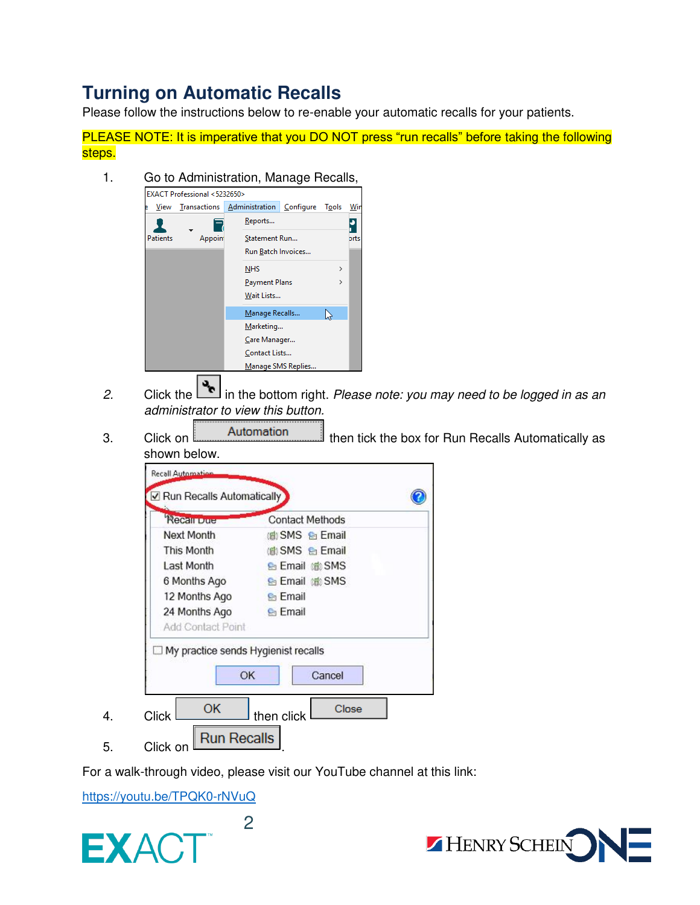# Turning on Automatic Recalls

Please follow the instructions below to re-enable your automatic recalls for your patients.

PLEASE NOTE: It is imperative that you DO NOT press "run recalls" before taking the following steps.

1. Go to Administration, Manage Recalls,

2. Click the [button] in the bottom right. *Please note: you may need to be logged in as an administrator to view this button.*

3. Click on **Automation** then tick the box for Run Recalls Automatically as shown below.

4. Click **OK** then click **Close**

5. Click on **Run Recalls**.

For a walk-through video, please visit our YouTube channel at this link:

https://youtu.be/TPQK0-rNVuQ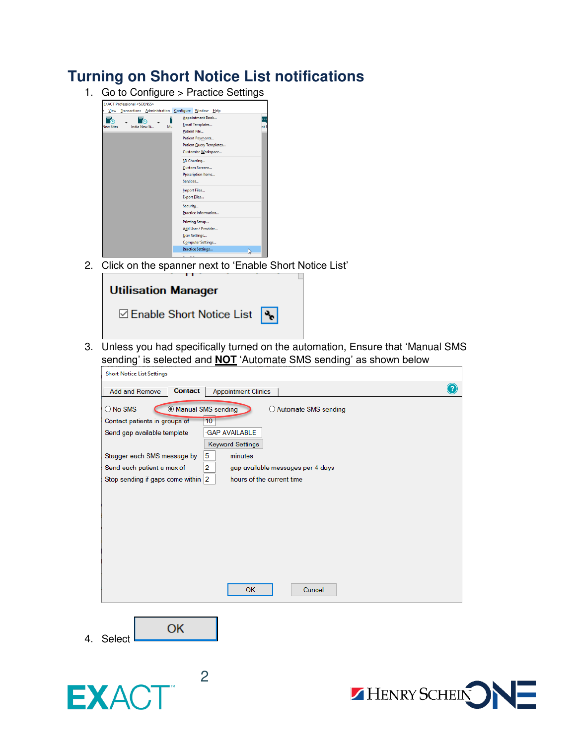# Turning on Short Notice List notifications

1. Go to Configure > Practice Settings
2. Click on the spanner next to 'Enable Short Notice List'
3. Unless you had specifically turned on the automation, Ensure that 'Manual SMS sending' is selected and **NOT** 'Automate SMS sending' as shown below
4. Select OK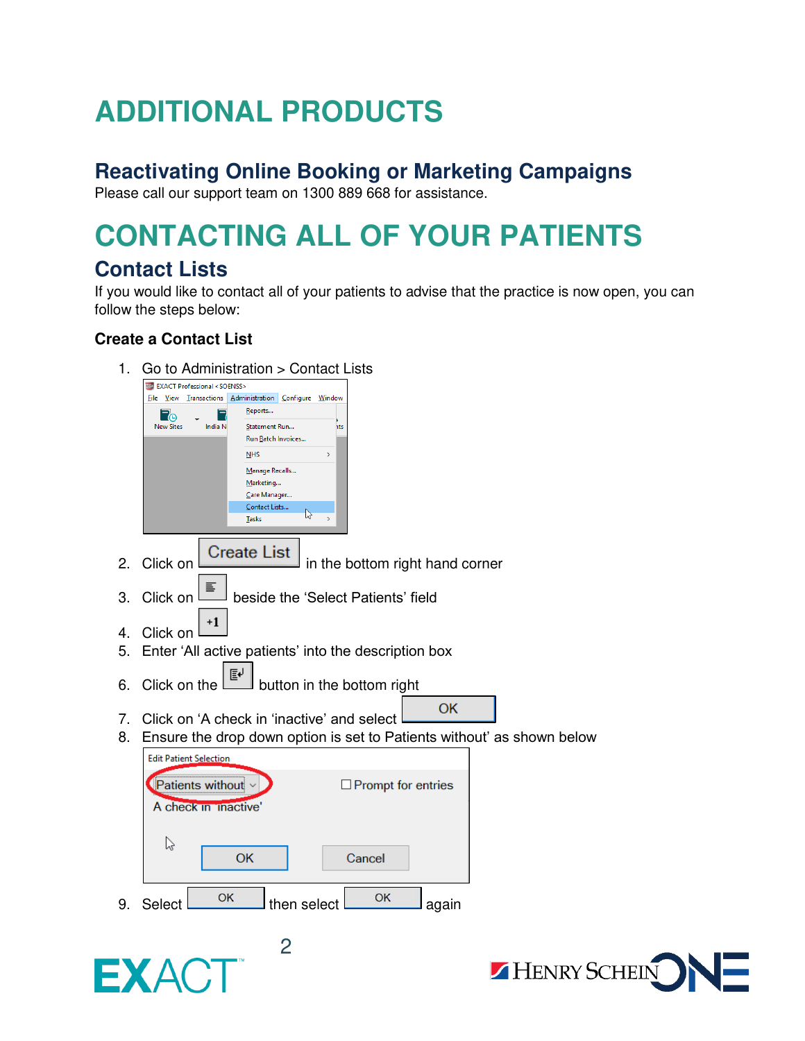# ADDITIONAL PRODUCTS

## Reactivating Online Booking or Marketing Campaigns

Please call our support team on 1300 889 668 for assistance.

# CONTACTING ALL OF YOUR PATIENTS

## Contact Lists

If you would like to contact all of your patients to advise that the practice is now open, you can follow the steps below:

### Create a Contact List

1. Go to Administration > Contact Lists
2. Click on Create List in the bottom right hand corner
3. Click on [button] beside the 'Select Patients' field
4. Click on +1
5. Enter 'All active patients' into the description box
6. Click on the [button] button in the bottom right
7. Click on 'A check in 'inactive' and select OK
8. Ensure the drop down option is set to Patients without' as shown below
9. Select OK then select OK again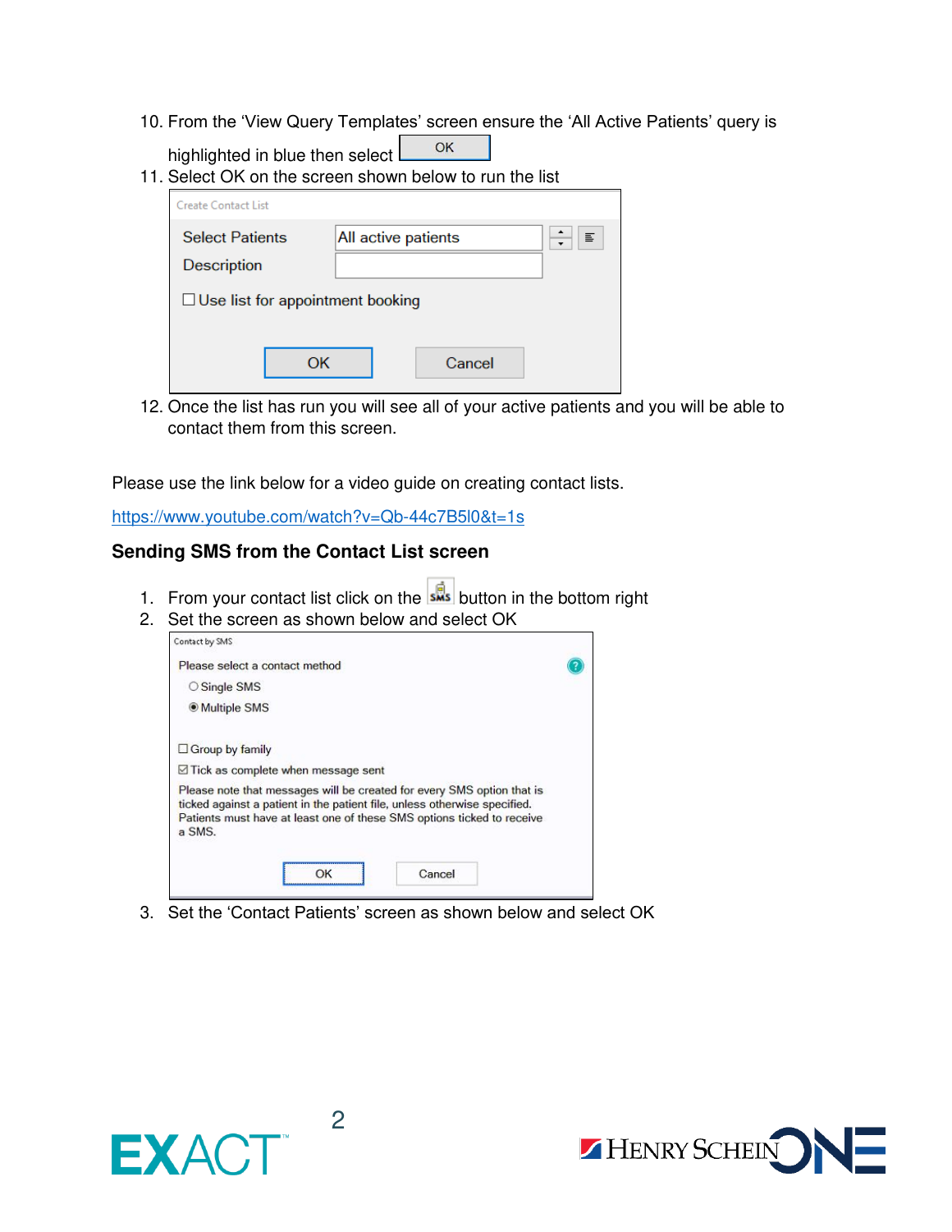10. From the 'View Query Templates' screen ensure the 'All Active Patients' query is highlighted in blue then select OK
11. Select OK on the screen shown below to run the list

Create Contact List

Select Patients: All active patients

Description:

☐ Use list for appointment booking

OK | Cancel

12. Once the list has run you will see all of your active patients and you will be able to contact them from this screen.

Please use the link below for a video guide on creating contact lists.

https://www.youtube.com/watch?v=Qb-44c7B5l0&t=1s

## Sending SMS from the Contact List screen

1. From your contact list click on the SMS button in the bottom right
2. Set the screen as shown below and select OK

Contact by SMS

Please select a contact method

○ Single SMS

◉ Multiple SMS

☐ Group by family

☑ Tick as complete when message sent

Please note that messages will be created for every SMS option that is ticked against a patient in the patient file, unless otherwise specified. Patients must have at least one of these SMS options ticked to receive a SMS.

OK | Cancel

3. Set the 'Contact Patients' screen as shown below and select OK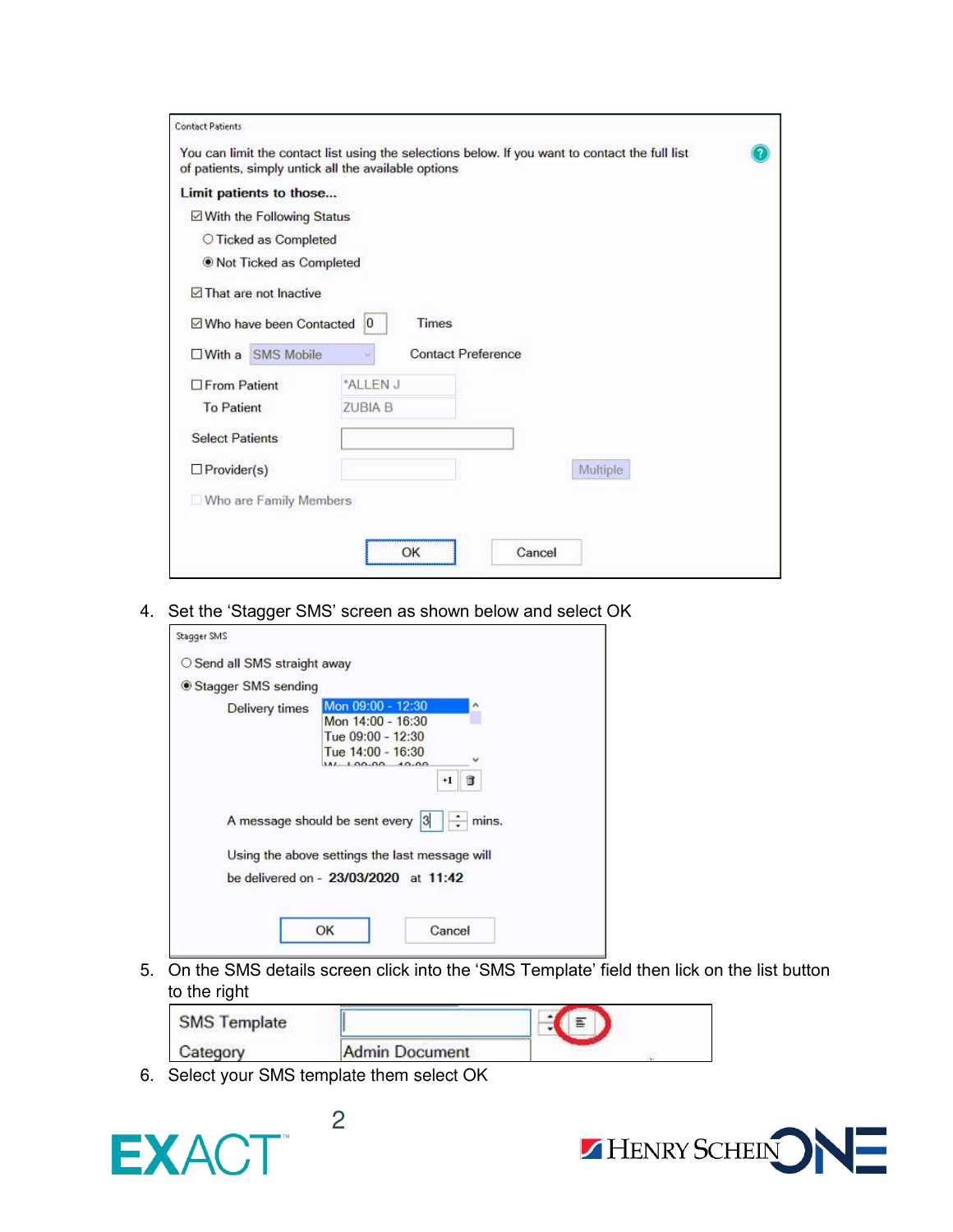Contact Patients

You can limit the contact list using the selections below. If you want to contact the full list of patients, simply untick all the available options

**Limit patients to those...**

- ☑ With the Following Status
  - ○ Ticked as Completed
  - ◉ Not Ticked as Completed
- ☑ That are not Inactive
- ☑ Who have been Contacted 0 Times
- ☐ With a SMS Mobile Contact Preference
- ☐ From Patient \*ALLEN J
  - To Patient ZUBIA B
- Select Patients
- ☐ Provider(s) Multiple
- ☐ Who are Family Members

OK Cancel

4. Set the 'Stagger SMS' screen as shown below and select OK

Stagger SMS

- ○ Send all SMS straight away
- ◉ Stagger SMS sending

Delivery times
- Mon 09:00 - 12:30
- Mon 14:00 - 16:30
- Tue 09:00 - 12:30
- Tue 14:00 - 16:30

A message should be sent every 3 mins.

Using the above settings the last message will be delivered on - **23/03/2020** at **11:42**

OK Cancel

5. On the SMS details screen click into the 'SMS Template' field then lick on the list button to the right

SMS Template

Category Admin Document

6. Select your SMS template them select OK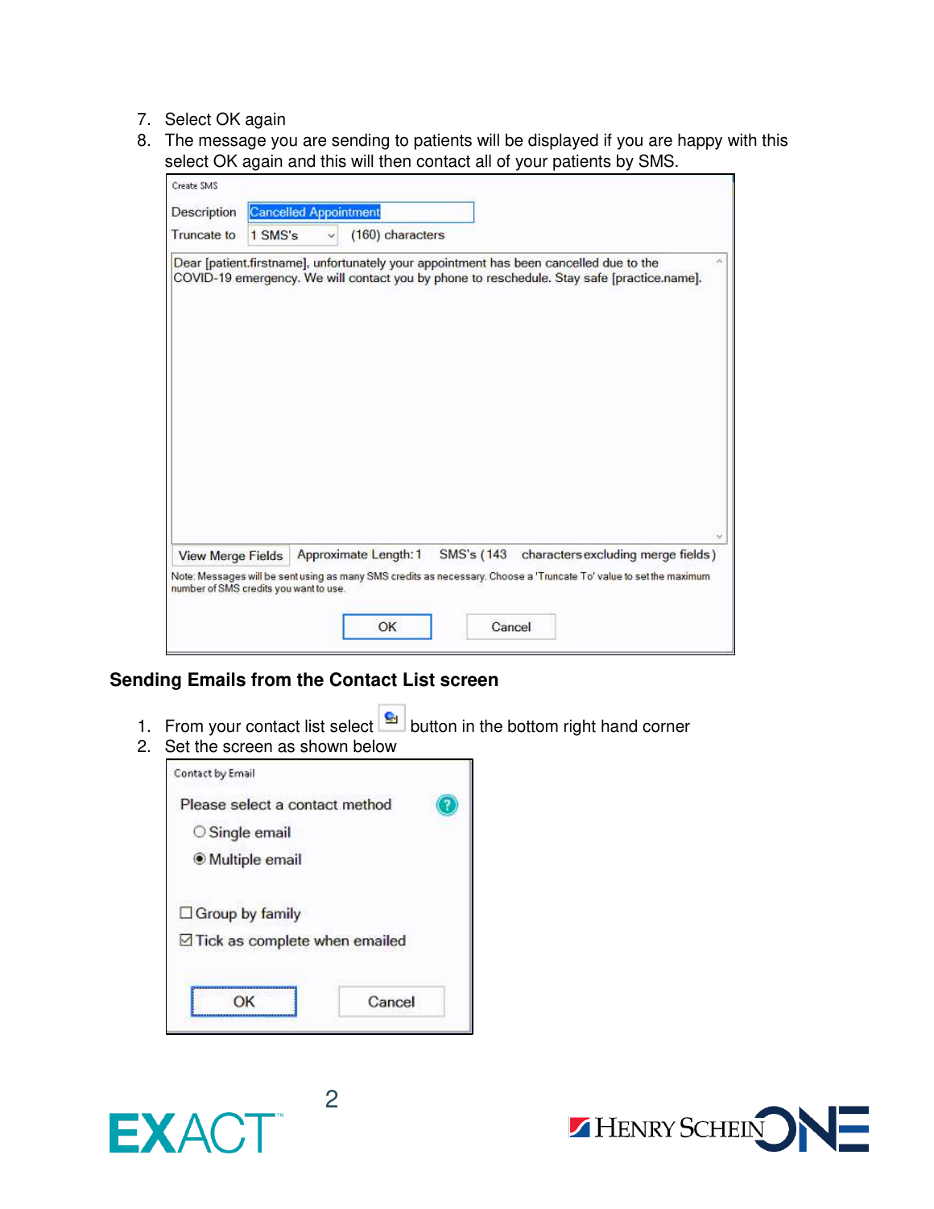7. Select OK again
8. The message you are sending to patients will be displayed if you are happy with this select OK again and this will then contact all of your patients by SMS.

Create SMS

Description: Cancelled Appointment

Truncate to: 1 SMS's (160) characters

Dear [patient.firstname], unfortunately your appointment has been cancelled due to the COVID-19 emergency. We will contact you by phone to reschedule. Stay safe [practice.name].

View Merge Fields | Approximate Length: 1 SMS's (143 characters excluding merge fields)

Note: Messages will be sent using as many SMS credits as necessary. Choose a 'Truncate To' value to set the maximum number of SMS credits you want to use.

OK | Cancel

## Sending Emails from the Contact List screen

1. From your contact list select button in the bottom right hand corner
2. Set the screen as shown below

Contact by Email

Please select a contact method

- ○ Single email
- ◉ Multiple email

☐ Group by family

☑ Tick as complete when emailed

OK | Cancel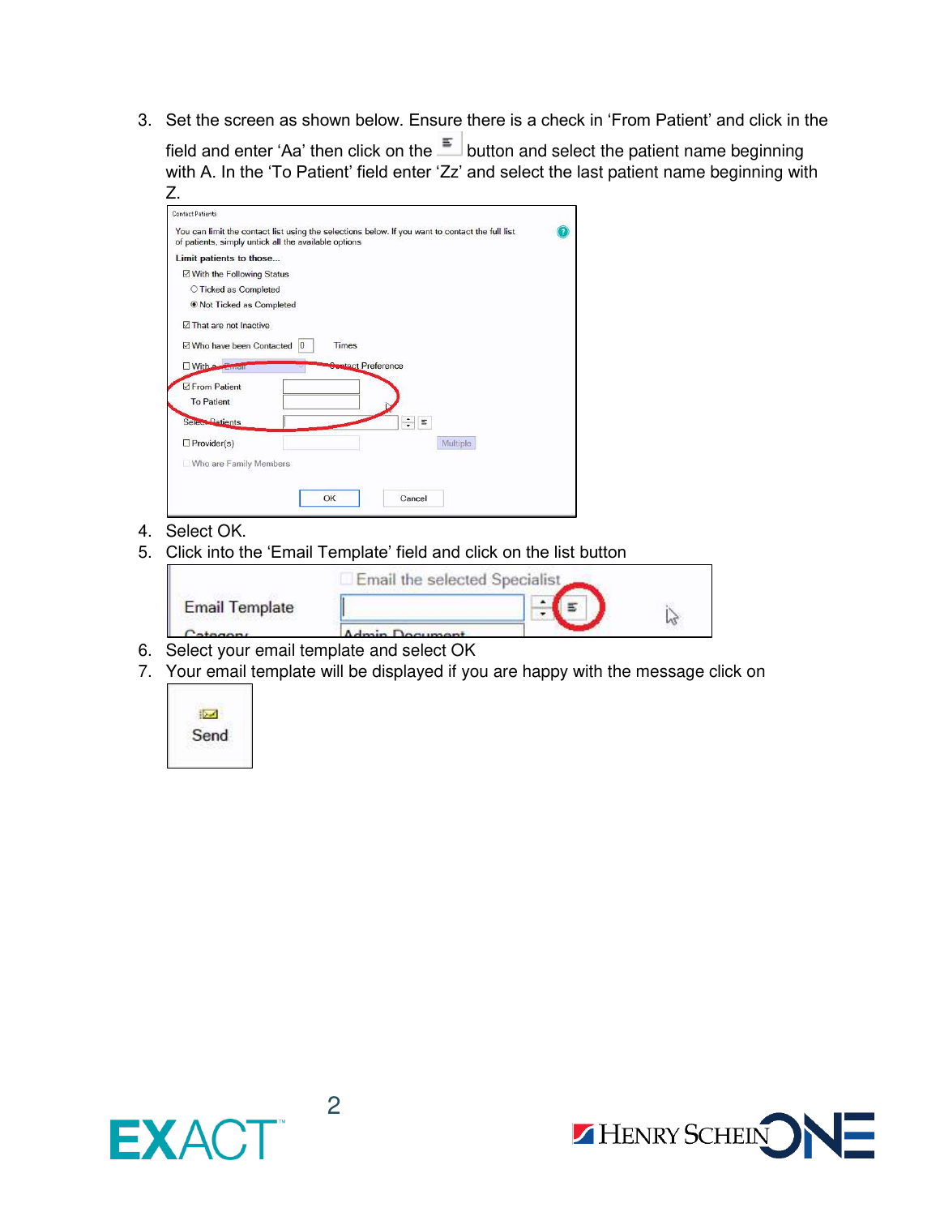3. Set the screen as shown below. Ensure there is a check in 'From Patient' and click in the field and enter 'Aa' then click on the button and select the patient name beginning with A. In the 'To Patient' field enter 'Zz' and select the last patient name beginning with Z.
4. Select OK.
5. Click into the 'Email Template' field and click on the list button
6. Select your email template and select OK
7. Your email template will be displayed if you are happy with the message click on